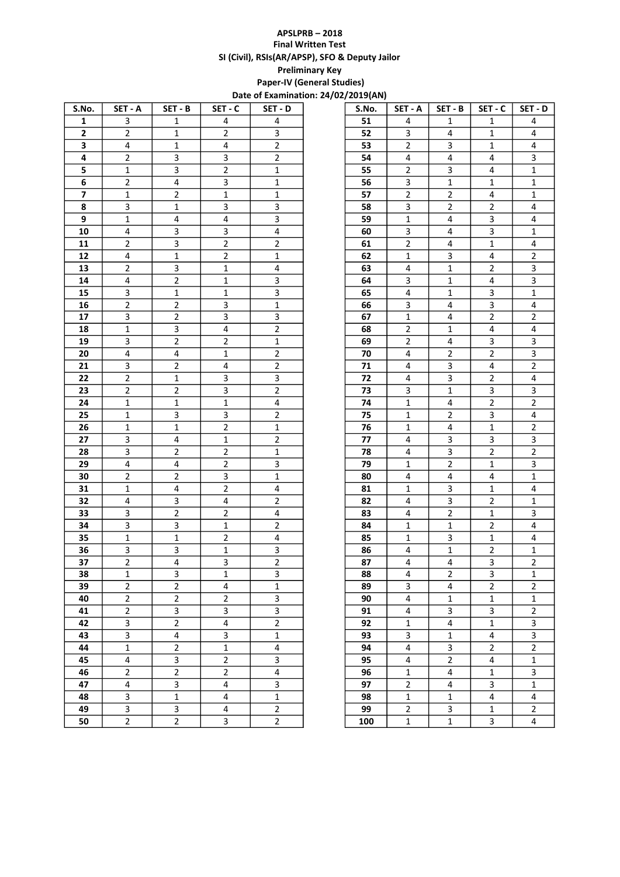**APSLPRB – 2018**

**Final Written Test**

**SI (Civil), RSIs(AR/APSP), SFO & Deputy Jailor**

**Preliminary Key**

**Paper-IV (General Studies)**

**Date of Examination: 24/02/2019(AN)**

| S.No. | SET - A | SET - B | SET - C | SET - D |
|---|---|---|---|---|
| 1 | 3 | 1 | 4 | 4 |
| 2 | 2 | 1 | 2 | 3 |
| 3 | 4 | 1 | 4 | 2 |
| 4 | 2 | 3 | 3 | 2 |
| 5 | 1 | 3 | 2 | 1 |
| 6 | 2 | 4 | 3 | 1 |
| 7 | 1 | 2 | 1 | 1 |
| 8 | 3 | 1 | 3 | 3 |
| 9 | 1 | 4 | 4 | 3 |
| 10 | 4 | 3 | 3 | 4 |
| 11 | 2 | 3 | 2 | 2 |
| 12 | 4 | 1 | 2 | 1 |
| 13 | 2 | 3 | 1 | 4 |
| 14 | 4 | 2 | 1 | 3 |
| 15 | 3 | 1 | 1 | 3 |
| 16 | 2 | 2 | 3 | 1 |
| 17 | 3 | 2 | 3 | 3 |
| 18 | 1 | 3 | 4 | 2 |
| 19 | 3 | 2 | 2 | 1 |
| 20 | 4 | 4 | 1 | 2 |
| 21 | 3 | 2 | 4 | 2 |
| 22 | 2 | 1 | 3 | 3 |
| 23 | 2 | 2 | 3 | 2 |
| 24 | 1 | 1 | 1 | 4 |
| 25 | 1 | 3 | 3 | 2 |
| 26 | 1 | 1 | 2 | 1 |
| 27 | 3 | 4 | 1 | 2 |
| 28 | 3 | 2 | 2 | 1 |
| 29 | 4 | 4 | 2 | 3 |
| 30 | 2 | 2 | 3 | 1 |
| 31 | 1 | 4 | 2 | 4 |
| 32 | 4 | 3 | 4 | 2 |
| 33 | 3 | 2 | 2 | 4 |
| 34 | 3 | 3 | 1 | 2 |
| 35 | 1 | 1 | 2 | 4 |
| 36 | 3 | 3 | 1 | 3 |
| 37 | 2 | 4 | 3 | 2 |
| 38 | 1 | 3 | 1 | 3 |
| 39 | 2 | 2 | 4 | 1 |
| 40 | 2 | 2 | 2 | 3 |
| 41 | 2 | 3 | 3 | 3 |
| 42 | 3 | 2 | 4 | 2 |
| 43 | 3 | 4 | 3 | 1 |
| 44 | 1 | 2 | 1 | 4 |
| 45 | 4 | 3 | 2 | 3 |
| 46 | 2 | 2 | 2 | 4 |
| 47 | 4 | 3 | 4 | 3 |
| 48 | 3 | 1 | 4 | 1 |
| 49 | 3 | 3 | 4 | 2 |
| 50 | 2 | 2 | 3 | 2 |
| 51 | 4 | 1 | 1 | 4 |
| 52 | 3 | 4 | 1 | 4 |
| 53 | 2 | 3 | 1 | 4 |
| 54 | 4 | 4 | 4 | 3 |
| 55 | 2 | 3 | 4 | 1 |
| 56 | 3 | 1 | 1 | 1 |
| 57 | 2 | 2 | 4 | 1 |
| 58 | 3 | 2 | 2 | 4 |
| 59 | 1 | 4 | 3 | 4 |
| 60 | 3 | 4 | 3 | 1 |
| 61 | 2 | 4 | 1 | 4 |
| 62 | 1 | 3 | 4 | 2 |
| 63 | 4 | 1 | 2 | 3 |
| 64 | 3 | 1 | 4 | 3 |
| 65 | 4 | 1 | 3 | 1 |
| 66 | 3 | 4 | 3 | 4 |
| 67 | 1 | 4 | 2 | 2 |
| 68 | 2 | 1 | 4 | 4 |
| 69 | 2 | 4 | 3 | 3 |
| 70 | 4 | 2 | 2 | 3 |
| 71 | 4 | 3 | 4 | 2 |
| 72 | 4 | 3 | 2 | 4 |
| 73 | 3 | 1 | 3 | 3 |
| 74 | 1 | 4 | 2 | 2 |
| 75 | 1 | 2 | 3 | 4 |
| 76 | 1 | 4 | 1 | 2 |
| 77 | 4 | 3 | 3 | 3 |
| 78 | 4 | 3 | 2 | 2 |
| 79 | 1 | 2 | 1 | 3 |
| 80 | 4 | 4 | 4 | 1 |
| 81 | 1 | 3 | 1 | 4 |
| 82 | 4 | 3 | 2 | 1 |
| 83 | 4 | 2 | 1 | 3 |
| 84 | 1 | 1 | 2 | 4 |
| 85 | 1 | 3 | 1 | 4 |
| 86 | 4 | 1 | 2 | 1 |
| 87 | 4 | 4 | 3 | 2 |
| 88 | 4 | 2 | 3 | 1 |
| 89 | 3 | 4 | 2 | 2 |
| 90 | 4 | 1 | 1 | 1 |
| 91 | 4 | 3 | 3 | 2 |
| 92 | 1 | 4 | 1 | 3 |
| 93 | 3 | 1 | 4 | 3 |
| 94 | 4 | 3 | 2 | 2 |
| 95 | 4 | 2 | 4 | 1 |
| 96 | 1 | 4 | 1 | 3 |
| 97 | 2 | 4 | 3 | 1 |
| 98 | 1 | 1 | 4 | 4 |
| 99 | 2 | 3 | 1 | 2 |
| 100 | 1 | 1 | 3 | 4 |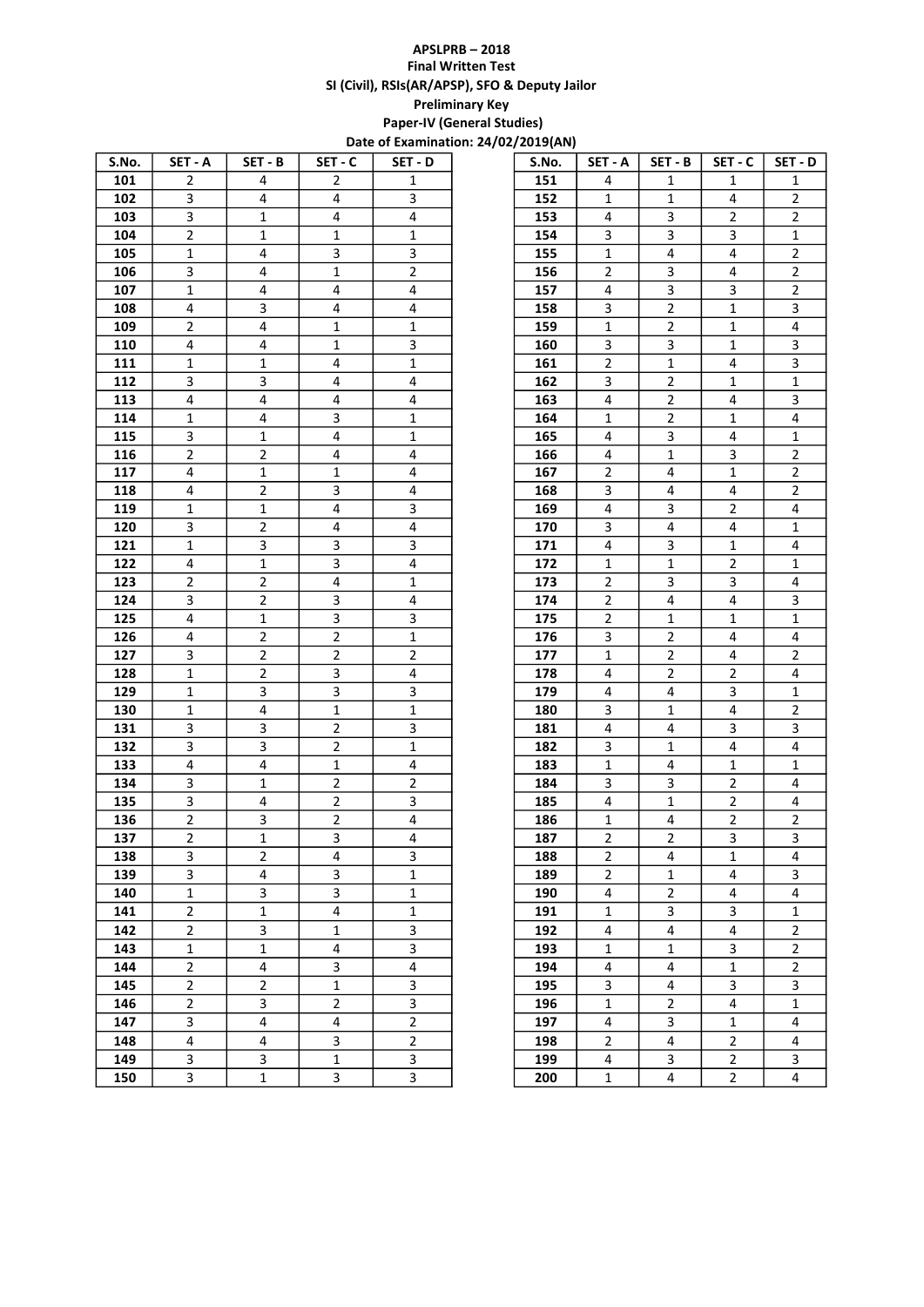**APSLPRB – 2018**

**Final Written Test**

**SI (Civil), RSIs(AR/APSP), SFO & Deputy Jailor**

**Preliminary Key**

**Paper-IV (General Studies)**

**Date of Examination: 24/02/2019(AN)**

| S.No. | SET - A | SET - B | SET - C | SET - D |
|---|---|---|---|---|
| 101 | 2 | 4 | 2 | 1 |
| 102 | 3 | 4 | 4 | 3 |
| 103 | 3 | 1 | 4 | 4 |
| 104 | 2 | 1 | 1 | 1 |
| 105 | 1 | 4 | 3 | 3 |
| 106 | 3 | 4 | 1 | 2 |
| 107 | 1 | 4 | 4 | 4 |
| 108 | 4 | 3 | 4 | 4 |
| 109 | 2 | 4 | 1 | 1 |
| 110 | 4 | 4 | 1 | 3 |
| 111 | 1 | 1 | 4 | 1 |
| 112 | 3 | 3 | 4 | 4 |
| 113 | 4 | 4 | 4 | 4 |
| 114 | 1 | 4 | 3 | 1 |
| 115 | 3 | 1 | 4 | 1 |
| 116 | 2 | 2 | 4 | 4 |
| 117 | 4 | 1 | 1 | 4 |
| 118 | 4 | 2 | 3 | 4 |
| 119 | 1 | 1 | 4 | 3 |
| 120 | 3 | 2 | 4 | 4 |
| 121 | 1 | 3 | 3 | 3 |
| 122 | 4 | 1 | 3 | 4 |
| 123 | 2 | 2 | 4 | 1 |
| 124 | 3 | 2 | 3 | 4 |
| 125 | 4 | 1 | 3 | 3 |
| 126 | 4 | 2 | 2 | 1 |
| 127 | 3 | 2 | 2 | 2 |
| 128 | 1 | 2 | 3 | 4 |
| 129 | 1 | 3 | 3 | 3 |
| 130 | 1 | 4 | 1 | 1 |
| 131 | 3 | 3 | 2 | 3 |
| 132 | 3 | 3 | 2 | 1 |
| 133 | 4 | 4 | 1 | 4 |
| 134 | 3 | 1 | 2 | 2 |
| 135 | 3 | 4 | 2 | 3 |
| 136 | 2 | 3 | 2 | 4 |
| 137 | 2 | 1 | 3 | 4 |
| 138 | 3 | 2 | 4 | 3 |
| 139 | 3 | 4 | 3 | 1 |
| 140 | 1 | 3 | 3 | 1 |
| 141 | 2 | 1 | 4 | 1 |
| 142 | 2 | 3 | 1 | 3 |
| 143 | 1 | 1 | 4 | 3 |
| 144 | 2 | 4 | 3 | 4 |
| 145 | 2 | 2 | 1 | 3 |
| 146 | 2 | 3 | 2 | 3 |
| 147 | 3 | 4 | 4 | 2 |
| 148 | 4 | 4 | 3 | 2 |
| 149 | 3 | 3 | 1 | 3 |
| 150 | 3 | 1 | 3 | 3 |
| 151 | 4 | 1 | 1 | 1 |
| 152 | 1 | 1 | 4 | 2 |
| 153 | 4 | 3 | 2 | 2 |
| 154 | 3 | 3 | 3 | 1 |
| 155 | 1 | 4 | 4 | 2 |
| 156 | 2 | 3 | 4 | 2 |
| 157 | 4 | 3 | 3 | 2 |
| 158 | 3 | 2 | 1 | 3 |
| 159 | 1 | 2 | 1 | 4 |
| 160 | 3 | 3 | 1 | 3 |
| 161 | 2 | 1 | 4 | 3 |
| 162 | 3 | 2 | 1 | 1 |
| 163 | 4 | 2 | 4 | 3 |
| 164 | 1 | 2 | 1 | 4 |
| 165 | 4 | 3 | 4 | 1 |
| 166 | 4 | 1 | 3 | 2 |
| 167 | 2 | 4 | 1 | 2 |
| 168 | 3 | 4 | 4 | 2 |
| 169 | 4 | 3 | 2 | 4 |
| 170 | 3 | 4 | 4 | 1 |
| 171 | 4 | 3 | 1 | 4 |
| 172 | 1 | 1 | 2 | 1 |
| 173 | 2 | 3 | 3 | 4 |
| 174 | 2 | 4 | 4 | 3 |
| 175 | 2 | 1 | 1 | 1 |
| 176 | 3 | 2 | 4 | 4 |
| 177 | 1 | 2 | 4 | 2 |
| 178 | 4 | 2 | 2 | 4 |
| 179 | 4 | 4 | 3 | 1 |
| 180 | 3 | 1 | 4 | 2 |
| 181 | 4 | 4 | 3 | 3 |
| 182 | 3 | 1 | 4 | 4 |
| 183 | 1 | 4 | 1 | 1 |
| 184 | 3 | 3 | 2 | 4 |
| 185 | 4 | 1 | 2 | 4 |
| 186 | 1 | 4 | 2 | 2 |
| 187 | 2 | 2 | 3 | 3 |
| 188 | 2 | 4 | 1 | 4 |
| 189 | 2 | 1 | 4 | 3 |
| 190 | 4 | 2 | 4 | 4 |
| 191 | 1 | 3 | 3 | 1 |
| 192 | 4 | 4 | 4 | 2 |
| 193 | 1 | 1 | 3 | 2 |
| 194 | 4 | 4 | 1 | 2 |
| 195 | 3 | 4 | 3 | 3 |
| 196 | 1 | 2 | 4 | 1 |
| 197 | 4 | 3 | 1 | 4 |
| 198 | 2 | 4 | 2 | 4 |
| 199 | 4 | 3 | 2 | 3 |
| 200 | 1 | 4 | 2 | 4 |